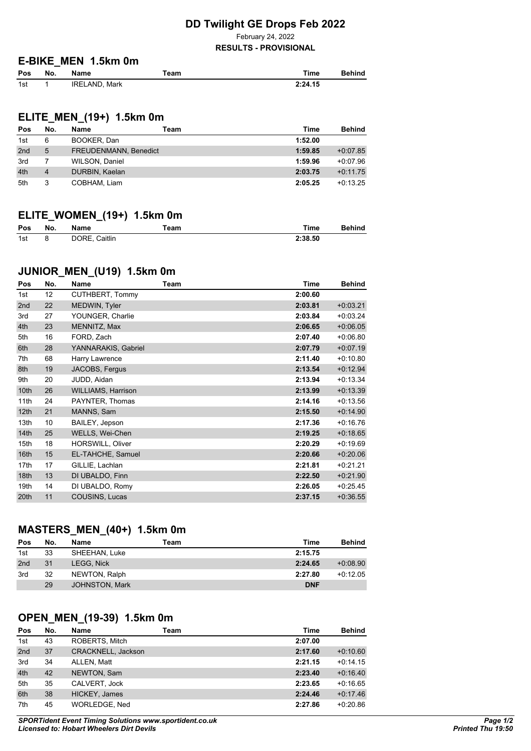# DD Twilight GE Drops Feb 2022

February 24, 2022

**RESULTS - PROVISIONAL**

## E-BIKE_MEN 1.5km 0m

| Pos | No. | Name | Team | Time | Behind |
|---|---|---|---|---|---|
| 1st | 1 | IRELAND, Mark | | 2:24.15 | |

## ELITE_MEN_(19+) 1.5km 0m

| Pos | No. | Name | Team | Time | Behind |
|---|---|---|---|---|---|
| 1st | 6 | BOOKER, Dan | | 1:52.00 | |
| 2nd | 5 | FREUDENMANN, Benedict | | 1:59.85 | +0:07.85 |
| 3rd | 7 | WILSON, Daniel | | 1:59.96 | +0:07.96 |
| 4th | 4 | DURBIN, Kaelan | | 2:03.75 | +0:11.75 |
| 5th | 3 | COBHAM, Liam | | 2:05.25 | +0:13.25 |

## ELITE_WOMEN_(19+) 1.5km 0m

| Pos | No. | Name | Team | Time | Behind |
|---|---|---|---|---|---|
| 1st | 8 | DORE, Caitlin | | 2:38.50 | |

## JUNIOR_MEN_(U19) 1.5km 0m

| Pos | No. | Name | Team | Time | Behind |
|---|---|---|---|---|---|
| 1st | 12 | CUTHBERT, Tommy | | 2:00.60 | |
| 2nd | 22 | MEDWIN, Tyler | | 2:03.81 | +0:03.21 |
| 3rd | 27 | YOUNGER, Charlie | | 2:03.84 | +0:03.24 |
| 4th | 23 | MENNITZ, Max | | 2:06.65 | +0:06.05 |
| 5th | 16 | FORD, Zach | | 2:07.40 | +0:06.80 |
| 6th | 28 | YANNARAKIS, Gabriel | | 2:07.79 | +0:07.19 |
| 7th | 68 | Harry Lawrence | | 2:11.40 | +0:10.80 |
| 8th | 19 | JACOBS, Fergus | | 2:13.54 | +0:12.94 |
| 9th | 20 | JUDD, Aidan | | 2:13.94 | +0:13.34 |
| 10th | 26 | WILLIAMS, Harrison | | 2:13.99 | +0:13.39 |
| 11th | 24 | PAYNTER, Thomas | | 2:14.16 | +0:13.56 |
| 12th | 21 | MANNS, Sam | | 2:15.50 | +0:14.90 |
| 13th | 10 | BAILEY, Jepson | | 2:17.36 | +0:16.76 |
| 14th | 25 | WELLS, Wei-Chen | | 2:19.25 | +0:18.65 |
| 15th | 18 | HORSWILL, Oliver | | 2:20.29 | +0:19.69 |
| 16th | 15 | EL-TAHCHE, Samuel | | 2:20.66 | +0:20.06 |
| 17th | 17 | GILLIE, Lachlan | | 2:21.81 | +0:21.21 |
| 18th | 13 | DI UBALDO, Finn | | 2:22.50 | +0:21.90 |
| 19th | 14 | DI UBALDO, Romy | | 2:26.05 | +0:25.45 |
| 20th | 11 | COUSINS, Lucas | | 2:37.15 | +0:36.55 |

## MASTERS_MEN_(40+) 1.5km 0m

| Pos | No. | Name | Team | Time | Behind |
|---|---|---|---|---|---|
| 1st | 33 | SHEEHAN, Luke | | 2:15.75 | |
| 2nd | 31 | LEGG, Nick | | 2:24.65 | +0:08.90 |
| 3rd | 32 | NEWTON, Ralph | | 2:27.80 | +0:12.05 |
| | 29 | JOHNSTON, Mark | | DNF | |

## OPEN_MEN_(19-39) 1.5km 0m

| Pos | No. | Name | Team | Time | Behind |
|---|---|---|---|---|---|
| 1st | 43 | ROBERTS, Mitch | | 2:07.00 | |
| 2nd | 37 | CRACKNELL, Jackson | | 2:17.60 | +0:10.60 |
| 3rd | 34 | ALLEN, Matt | | 2:21.15 | +0:14.15 |
| 4th | 42 | NEWTON, Sam | | 2:23.40 | +0:16.40 |
| 5th | 35 | CALVERT, Jock | | 2:23.65 | +0:16.65 |
| 6th | 38 | HICKEY, James | | 2:24.46 | +0:17.46 |
| 7th | 45 | WORLEDGE, Ned | | 2:27.86 | +0:20.86 |

*SPORTident Event Timing Solutions www.sportident.co.uk*
*Licensed to: Hobart Wheelers Dirt Devils*

*Printed Thu 19:50*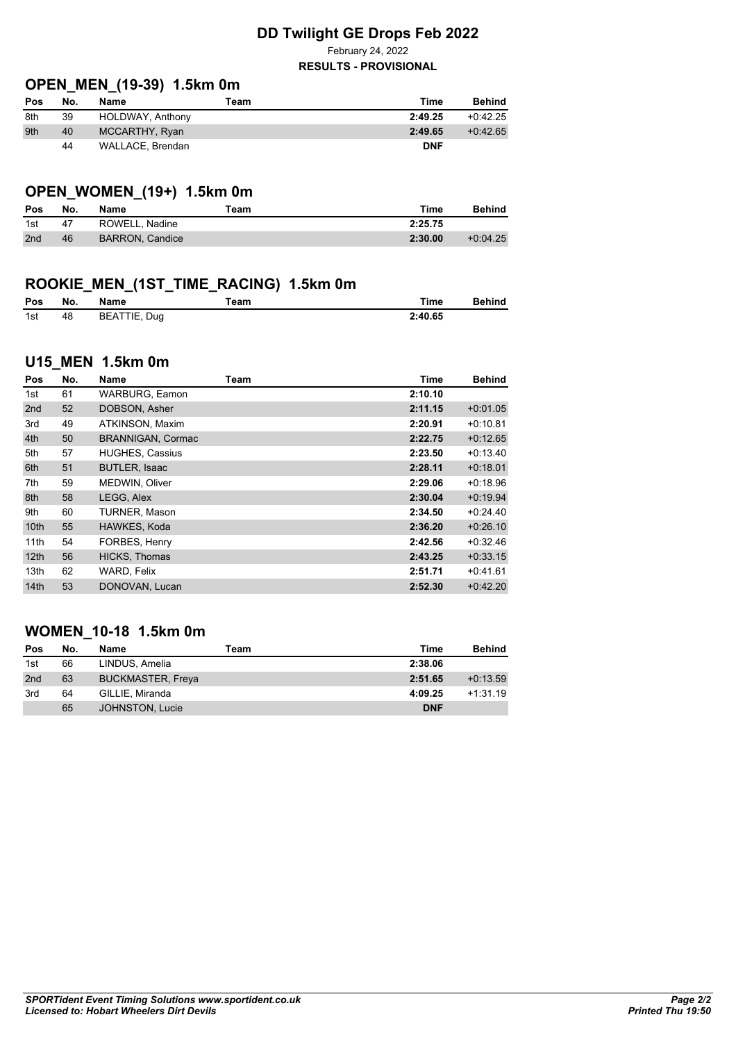# DD Twilight GE Drops Feb 2022

February 24, 2022

**RESULTS - PROVISIONAL**

## OPEN_MEN_(19-39) 1.5km 0m

| Pos | No. | Name | Team | Time | Behind |
| --- | --- | --- | --- | --- | --- |
| 8th | 39 | HOLDWAY, Anthony | | **2:49.25** | +0:42.25 |
| 9th | 40 | MCCARTHY, Ryan | | **2:49.65** | +0:42.65 |
| | 44 | WALLACE, Brendan | | **DNF** | |

## OPEN_WOMEN_(19+) 1.5km 0m

| Pos | No. | Name | Team | Time | Behind |
| --- | --- | --- | --- | --- | --- |
| 1st | 47 | ROWELL, Nadine | | **2:25.75** | |
| 2nd | 46 | BARRON, Candice | | **2:30.00** | +0:04.25 |

## ROOKIE_MEN_(1ST_TIME_RACING) 1.5km 0m

| Pos | No. | Name | Team | Time | Behind |
| --- | --- | --- | --- | --- | --- |
| 1st | 48 | BEATTIE, Dug | | **2:40.65** | |

## U15_MEN 1.5km 0m

| Pos | No. | Name | Team | Time | Behind |
| --- | --- | --- | --- | --- | --- |
| 1st | 61 | WARBURG, Eamon | | **2:10.10** | |
| 2nd | 52 | DOBSON, Asher | | **2:11.15** | +0:01.05 |
| 3rd | 49 | ATKINSON, Maxim | | **2:20.91** | +0:10.81 |
| 4th | 50 | BRANNIGAN, Cormac | | **2:22.75** | +0:12.65 |
| 5th | 57 | HUGHES, Cassius | | **2:23.50** | +0:13.40 |
| 6th | 51 | BUTLER, Isaac | | **2:28.11** | +0:18.01 |
| 7th | 59 | MEDWIN, Oliver | | **2:29.06** | +0:18.96 |
| 8th | 58 | LEGG, Alex | | **2:30.04** | +0:19.94 |
| 9th | 60 | TURNER, Mason | | **2:34.50** | +0:24.40 |
| 10th | 55 | HAWKES, Koda | | **2:36.20** | +0:26.10 |
| 11th | 54 | FORBES, Henry | | **2:42.56** | +0:32.46 |
| 12th | 56 | HICKS, Thomas | | **2:43.25** | +0:33.15 |
| 13th | 62 | WARD, Felix | | **2:51.71** | +0:41.61 |
| 14th | 53 | DONOVAN, Lucan | | **2:52.30** | +0:42.20 |

## WOMEN_10-18 1.5km 0m

| Pos | No. | Name | Team | Time | Behind |
| --- | --- | --- | --- | --- | --- |
| 1st | 66 | LINDUS, Amelia | | **2:38.06** | |
| 2nd | 63 | BUCKMASTER, Freya | | **2:51.65** | +0:13.59 |
| 3rd | 64 | GILLIE, Miranda | | **4:09.25** | +1:31.19 |
| | 65 | JOHNSTON, Lucie | | **DNF** | |

*SPORTident Event Timing Solutions www.sportident.co.uk*
*Licensed to: Hobart Wheelers Dirt Devils*
*Printed Thu 19:50*